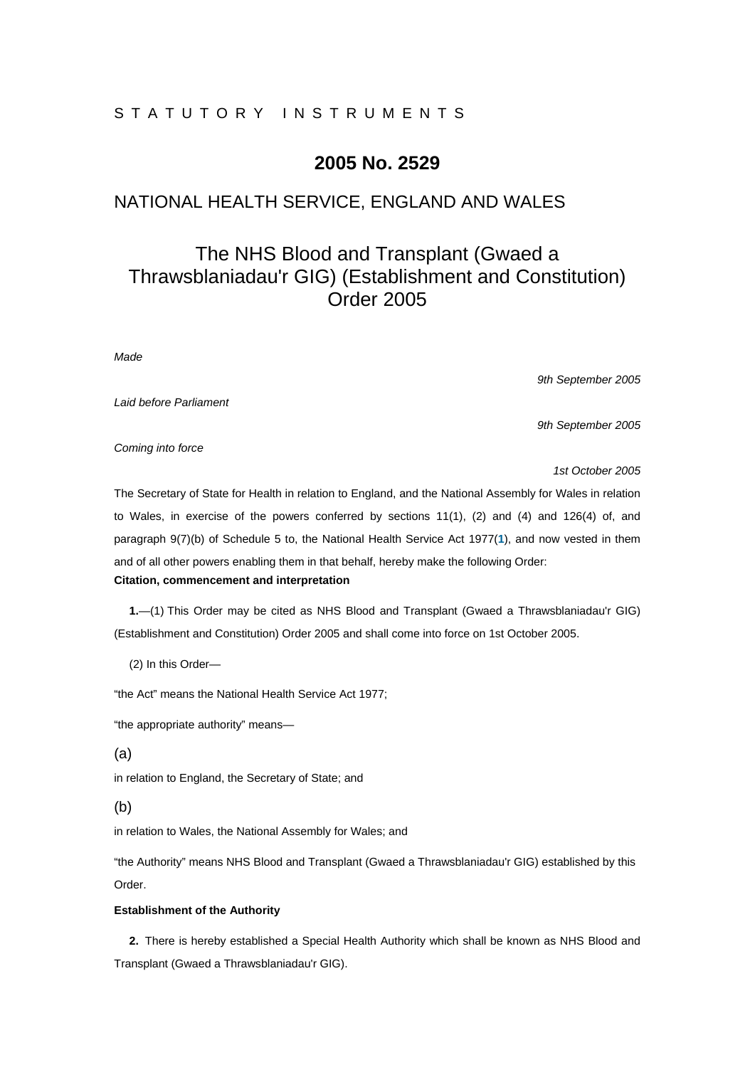STATUTORY INSTRUMENTS

# 2005 No. 2529

## NATIONAL HEALTH SERVICE, ENGLAND AND WALES

## The NHS Blood and Transplant (Gwaed a Thrawsblaniadau'r GIG) (Establishment and Constitution) Order 2005

*Made*

*9th September 2005*

*Laid before Parliament*

*9th September 2005*

*Coming into force*

*1st October 2005*

The Secretary of State for Health in relation to England, and the National Assembly for Wales in relation to Wales, in exercise of the powers conferred by sections 11(1), (2) and (4) and 126(4) of, and paragraph 9(7)(b) of Schedule 5 to, the National Health Service Act 1977([1]), and now vested in them and of all other powers enabling them in that behalf, hereby make the following Order:

**Citation, commencement and interpretation**

**1.**—(1) This Order may be cited as NHS Blood and Transplant (Gwaed a Thrawsblaniadau'r GIG) (Establishment and Constitution) Order 2005 and shall come into force on 1st October 2005.

(2) In this Order—

"the Act" means the National Health Service Act 1977;

"the appropriate authority" means—

(a)

in relation to England, the Secretary of State; and

(b)

in relation to Wales, the National Assembly for Wales; and

"the Authority" means NHS Blood and Transplant (Gwaed a Thrawsblaniadau'r GIG) established by this Order.

**Establishment of the Authority**

**2.** There is hereby established a Special Health Authority which shall be known as NHS Blood and Transplant (Gwaed a Thrawsblaniadau'r GIG).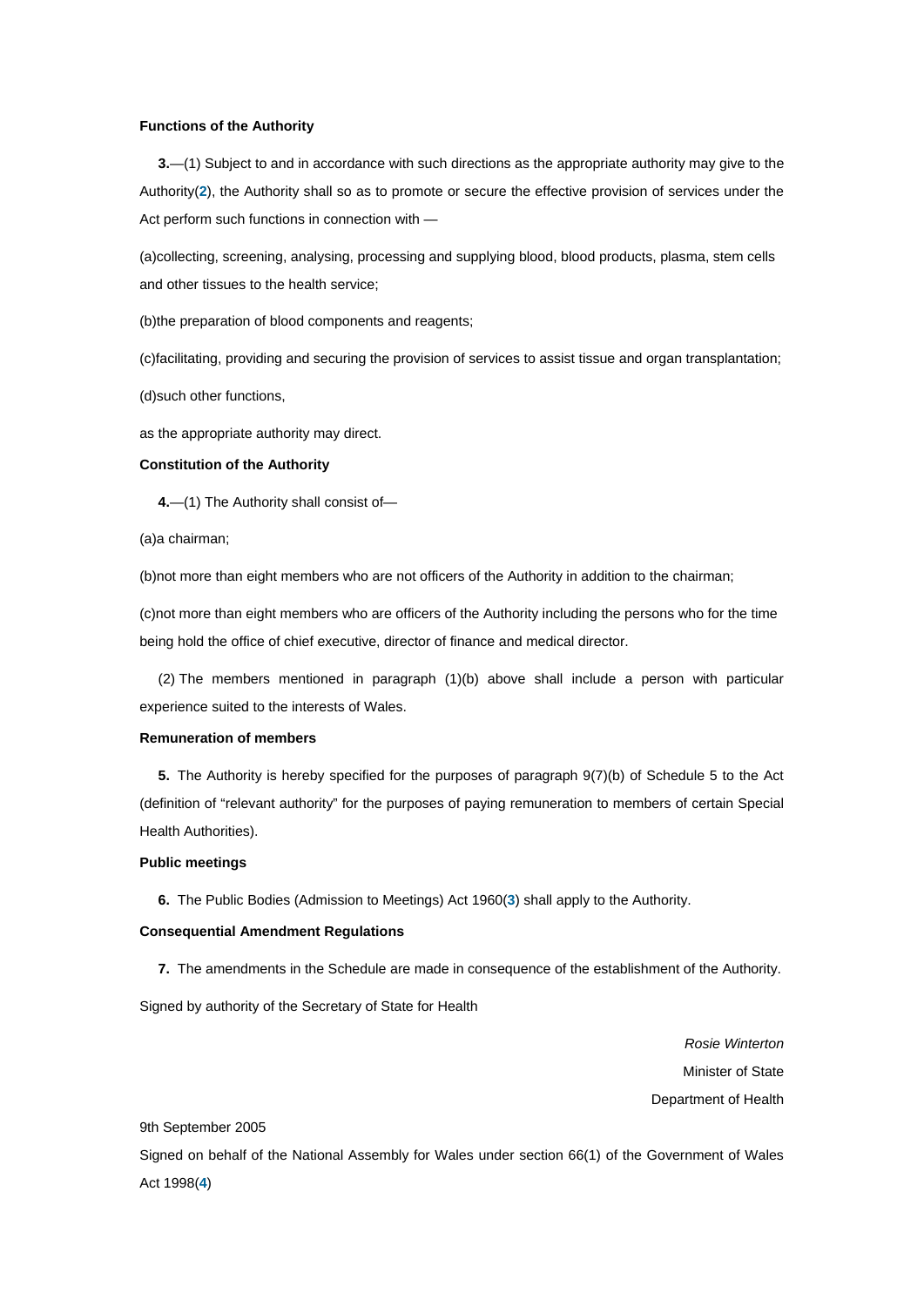### Functions of the Authority

**3.**—(1) Subject to and in accordance with such directions as the appropriate authority may give to the Authority([2]), the Authority shall so as to promote or secure the effective provision of services under the Act perform such functions in connection with —

(a)collecting, screening, analysing, processing and supplying blood, blood products, plasma, stem cells and other tissues to the health service;

(b)the preparation of blood components and reagents;

(c)facilitating, providing and securing the provision of services to assist tissue and organ transplantation;

(d)such other functions,

as the appropriate authority may direct.

### Constitution of the Authority

**4.**—(1) The Authority shall consist of—

(a)a chairman;

(b)not more than eight members who are not officers of the Authority in addition to the chairman;

(c)not more than eight members who are officers of the Authority including the persons who for the time being hold the office of chief executive, director of finance and medical director.

(2) The members mentioned in paragraph (1)(b) above shall include a person with particular experience suited to the interests of Wales.

### Remuneration of members

**5.** The Authority is hereby specified for the purposes of paragraph 9(7)(b) of Schedule 5 to the Act (definition of "relevant authority" for the purposes of paying remuneration to members of certain Special Health Authorities).

### Public meetings

**6.** The Public Bodies (Admission to Meetings) Act 1960([3]) shall apply to the Authority.

### Consequential Amendment Regulations

**7.** The amendments in the Schedule are made in consequence of the establishment of the Authority.

Signed by authority of the Secretary of State for Health

*Rosie Winterton*
Minister of State
Department of Health

9th September 2005

Signed on behalf of the National Assembly for Wales under section 66(1) of the Government of Wales Act 1998([4])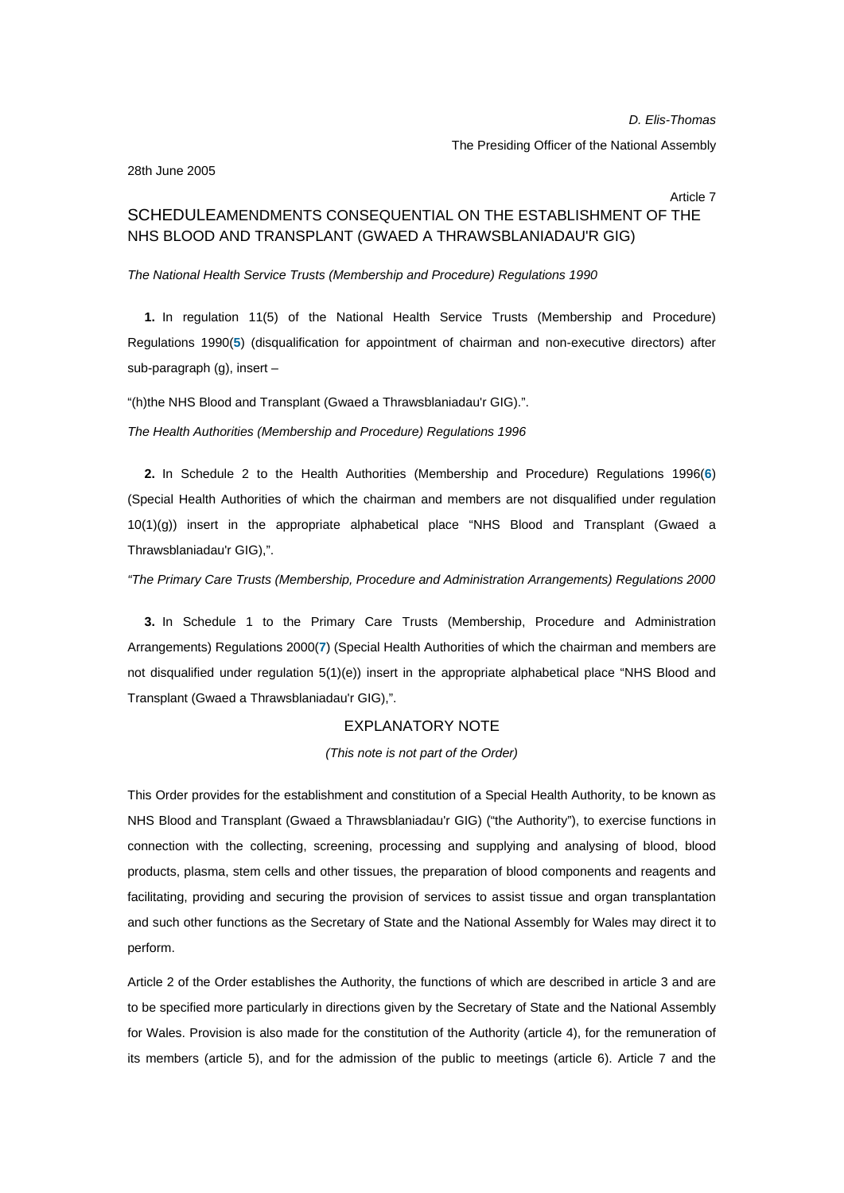*D. Elis-Thomas*

The Presiding Officer of the National Assembly

28th June 2005

Article 7

## SCHEDULEAMENDMENTS CONSEQUENTIAL ON THE ESTABLISHMENT OF THE NHS BLOOD AND TRANSPLANT (GWAED A THRAWSBLANIADAU'R GIG)

*The National Health Service Trusts (Membership and Procedure) Regulations 1990*

**1.** In regulation 11(5) of the National Health Service Trusts (Membership and Procedure) Regulations 1990(5) (disqualification for appointment of chairman and non-executive directors) after sub-paragraph (g), insert –

"(h)the NHS Blood and Transplant (Gwaed a Thrawsblaniadau'r GIG).".

*The Health Authorities (Membership and Procedure) Regulations 1996*

**2.** In Schedule 2 to the Health Authorities (Membership and Procedure) Regulations 1996(6) (Special Health Authorities of which the chairman and members are not disqualified under regulation 10(1)(g)) insert in the appropriate alphabetical place "NHS Blood and Transplant (Gwaed a Thrawsblaniadau'r GIG),".

*"The Primary Care Trusts (Membership, Procedure and Administration Arrangements) Regulations 2000*

**3.** In Schedule 1 to the Primary Care Trusts (Membership, Procedure and Administration Arrangements) Regulations 2000(7) (Special Health Authorities of which the chairman and members are not disqualified under regulation 5(1)(e)) insert in the appropriate alphabetical place "NHS Blood and Transplant (Gwaed a Thrawsblaniadau'r GIG),".

## EXPLANATORY NOTE

*(This note is not part of the Order)*

This Order provides for the establishment and constitution of a Special Health Authority, to be known as NHS Blood and Transplant (Gwaed a Thrawsblaniadau'r GIG) ("the Authority"), to exercise functions in connection with the collecting, screening, processing and supplying and analysing of blood, blood products, plasma, stem cells and other tissues, the preparation of blood components and reagents and facilitating, providing and securing the provision of services to assist tissue and organ transplantation and such other functions as the Secretary of State and the National Assembly for Wales may direct it to perform.

Article 2 of the Order establishes the Authority, the functions of which are described in article 3 and are to be specified more particularly in directions given by the Secretary of State and the National Assembly for Wales. Provision is also made for the constitution of the Authority (article 4), for the remuneration of its members (article 5), and for the admission of the public to meetings (article 6). Article 7 and the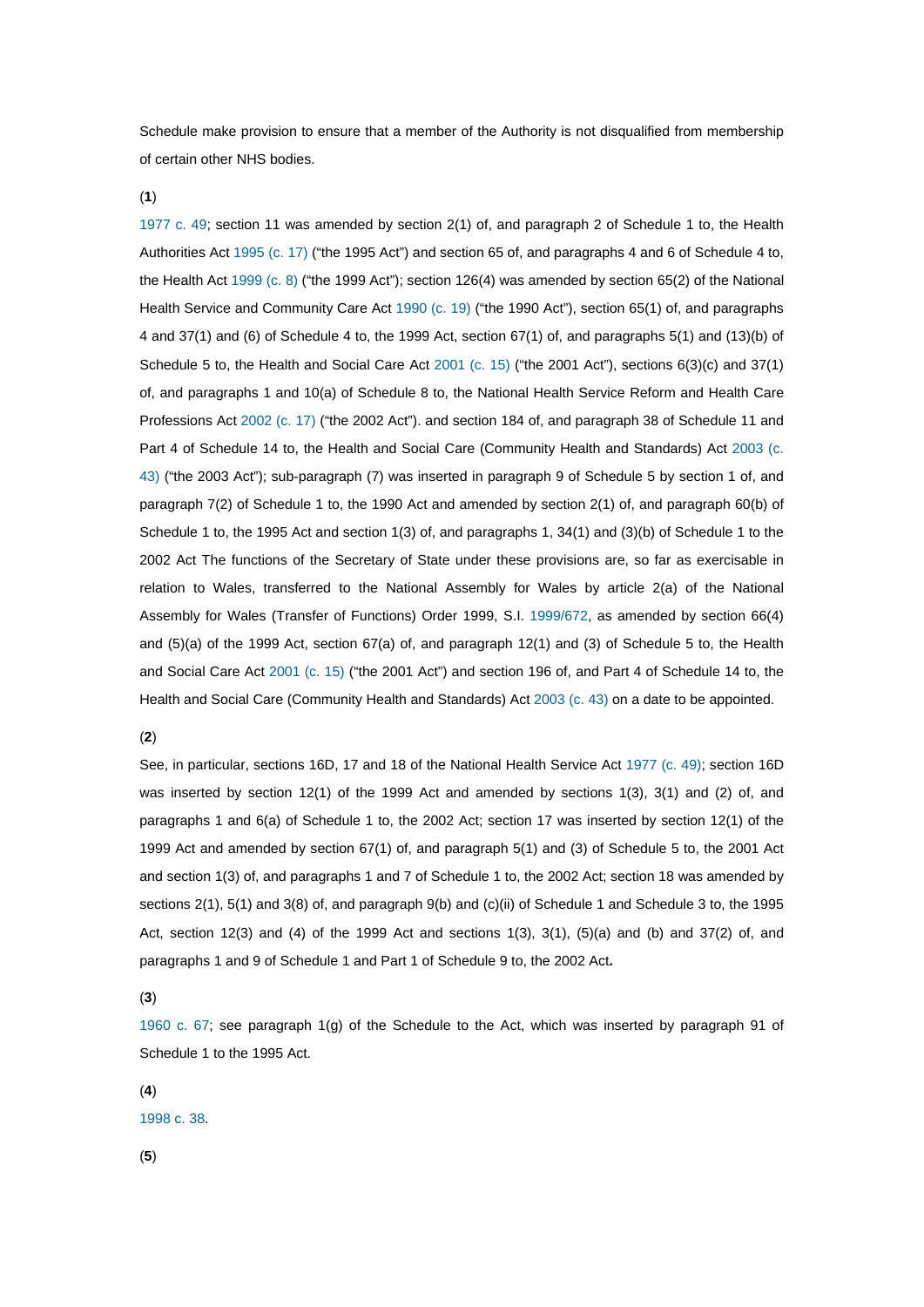Schedule make provision to ensure that a member of the Authority is not disqualified from membership of certain other NHS bodies.

(**1**)

1977 c. 49; section 11 was amended by section 2(1) of, and paragraph 2 of Schedule 1 to, the Health Authorities Act 1995 (c. 17) ("the 1995 Act") and section 65 of, and paragraphs 4 and 6 of Schedule 4 to, the Health Act 1999 (c. 8) ("the 1999 Act"); section 126(4) was amended by section 65(2) of the National Health Service and Community Care Act 1990 (c. 19) ("the 1990 Act"), section 65(1) of, and paragraphs 4 and 37(1) and (6) of Schedule 4 to, the 1999 Act, section 67(1) of, and paragraphs 5(1) and (13)(b) of Schedule 5 to, the Health and Social Care Act 2001 (c. 15) ("the 2001 Act"), sections 6(3)(c) and 37(1) of, and paragraphs 1 and 10(a) of Schedule 8 to, the National Health Service Reform and Health Care Professions Act 2002 (c. 17) ("the 2002 Act"). and section 184 of, and paragraph 38 of Schedule 11 and Part 4 of Schedule 14 to, the Health and Social Care (Community Health and Standards) Act 2003 (c. 43) ("the 2003 Act"); sub-paragraph (7) was inserted in paragraph 9 of Schedule 5 by section 1 of, and paragraph 7(2) of Schedule 1 to, the 1990 Act and amended by section 2(1) of, and paragraph 60(b) of Schedule 1 to, the 1995 Act and section 1(3) of, and paragraphs 1, 34(1) and (3)(b) of Schedule 1 to the 2002 Act The functions of the Secretary of State under these provisions are, so far as exercisable in relation to Wales, transferred to the National Assembly for Wales by article 2(a) of the National Assembly for Wales (Transfer of Functions) Order 1999, S.I. 1999/672, as amended by section 66(4) and (5)(a) of the 1999 Act, section 67(a) of, and paragraph 12(1) and (3) of Schedule 5 to, the Health and Social Care Act 2001 (c. 15) ("the 2001 Act") and section 196 of, and Part 4 of Schedule 14 to, the Health and Social Care (Community Health and Standards) Act 2003 (c. 43) on a date to be appointed.

(**2**)

See, in particular, sections 16D, 17 and 18 of the National Health Service Act 1977 (c. 49); section 16D was inserted by section 12(1) of the 1999 Act and amended by sections 1(3), 3(1) and (2) of, and paragraphs 1 and 6(a) of Schedule 1 to, the 2002 Act; section 17 was inserted by section 12(1) of the 1999 Act and amended by section 67(1) of, and paragraph 5(1) and (3) of Schedule 5 to, the 2001 Act and section 1(3) of, and paragraphs 1 and 7 of Schedule 1 to, the 2002 Act; section 18 was amended by sections 2(1), 5(1) and 3(8) of, and paragraph 9(b) and (c)(ii) of Schedule 1 and Schedule 3 to, the 1995 Act, section 12(3) and (4) of the 1999 Act and sections 1(3), 3(1), (5)(a) and (b) and 37(2) of, and paragraphs 1 and 9 of Schedule 1 and Part 1 of Schedule 9 to, the 2002 Act**.**

(**3**)

1960 c. 67; see paragraph 1(g) of the Schedule to the Act, which was inserted by paragraph 91 of Schedule 1 to the 1995 Act.

(**4**)

1998 c. 38.

(**5**)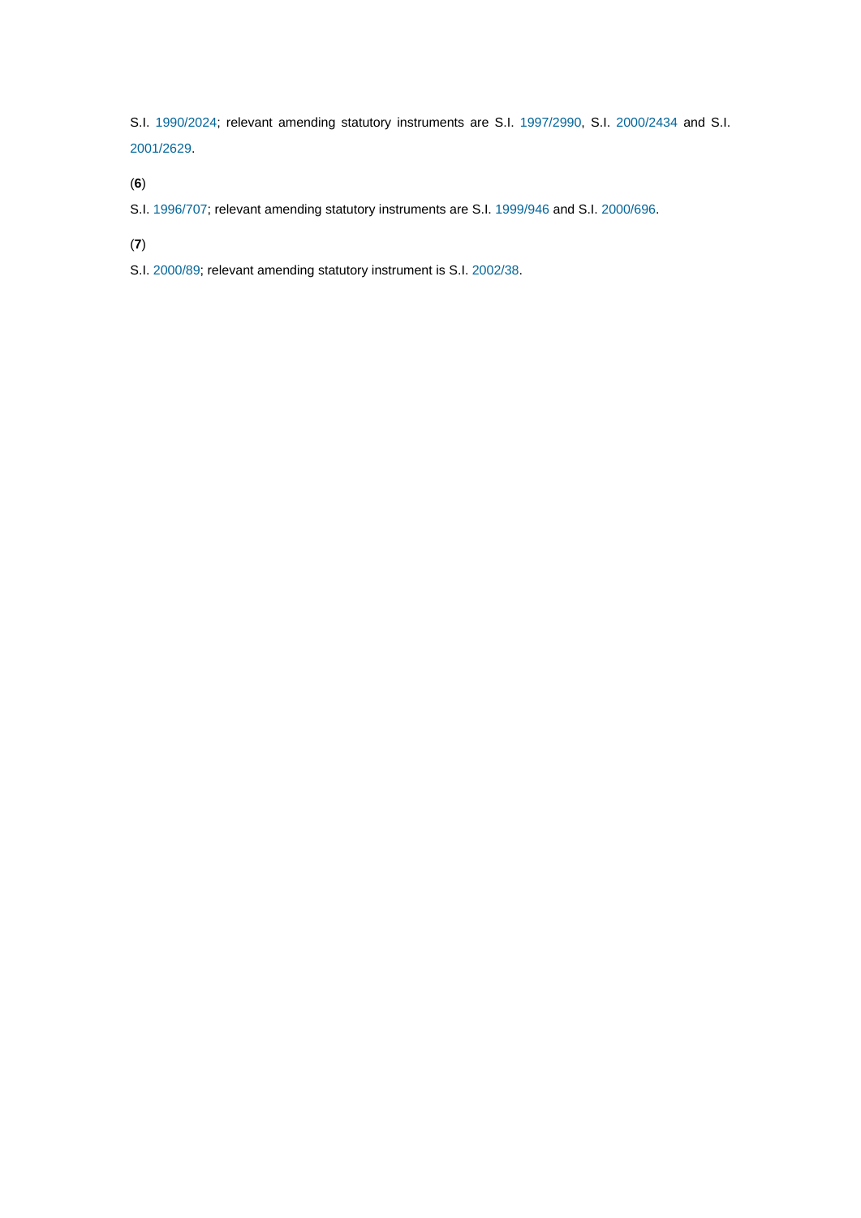S.I. 1990/2024; relevant amending statutory instruments are S.I. 1997/2990, S.I. 2000/2434 and S.I. 2001/2629.

(**6**)

S.I. 1996/707; relevant amending statutory instruments are S.I. 1999/946 and S.I. 2000/696.

(**7**)

S.I. 2000/89; relevant amending statutory instrument is S.I. 2002/38.